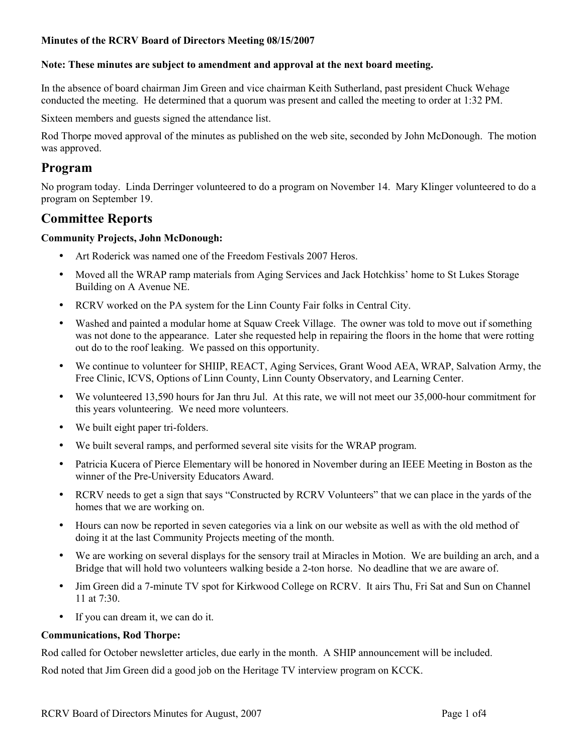**Minutes of the RCRV Board of Directors Meeting 08/15/2007**

**Note: These minutes are subject to amendment and approval at the next board meeting.**

In the absence of board chairman Jim Green and vice chairman Keith Sutherland, past president Chuck Wehage conducted the meeting. He determined that a quorum was present and called the meeting to order at 1:32 PM.

Sixteen members and guests signed the attendance list.

Rod Thorpe moved approval of the minutes as published on the web site, seconded by John McDonough. The motion was approved.

## Program

No program today. Linda Derringer volunteered to do a program on November 14. Mary Klinger volunteered to do a program on September 19.

## Committee Reports

**Community Projects, John McDonough:**

- Art Roderick was named one of the Freedom Festivals 2007 Heros.
- Moved all the WRAP ramp materials from Aging Services and Jack Hotchkiss' home to St Lukes Storage Building on A Avenue NE.
- RCRV worked on the PA system for the Linn County Fair folks in Central City.
- Washed and painted a modular home at Squaw Creek Village. The owner was told to move out if something was not done to the appearance. Later she requested help in repairing the floors in the home that were rotting out do to the roof leaking. We passed on this opportunity.
- We continue to volunteer for SHIIP, REACT, Aging Services, Grant Wood AEA, WRAP, Salvation Army, the Free Clinic, ICVS, Options of Linn County, Linn County Observatory, and Learning Center.
- We volunteered 13,590 hours for Jan thru Jul. At this rate, we will not meet our 35,000-hour commitment for this years volunteering. We need more volunteers.
- We built eight paper tri-folders.
- We built several ramps, and performed several site visits for the WRAP program.
- Patricia Kucera of Pierce Elementary will be honored in November during an IEEE Meeting in Boston as the winner of the Pre-University Educators Award.
- RCRV needs to get a sign that says "Constructed by RCRV Volunteers" that we can place in the yards of the homes that we are working on.
- Hours can now be reported in seven categories via a link on our website as well as with the old method of doing it at the last Community Projects meeting of the month.
- We are working on several displays for the sensory trail at Miracles in Motion. We are building an arch, and a Bridge that will hold two volunteers walking beside a 2-ton horse. No deadline that we are aware of.
- Jim Green did a 7-minute TV spot for Kirkwood College on RCRV. It airs Thu, Fri Sat and Sun on Channel 11 at 7:30.
- If you can dream it, we can do it.

**Communications, Rod Thorpe:**

Rod called for October newsletter articles, due early in the month. A SHIP announcement will be included.

Rod noted that Jim Green did a good job on the Heritage TV interview program on KCCK.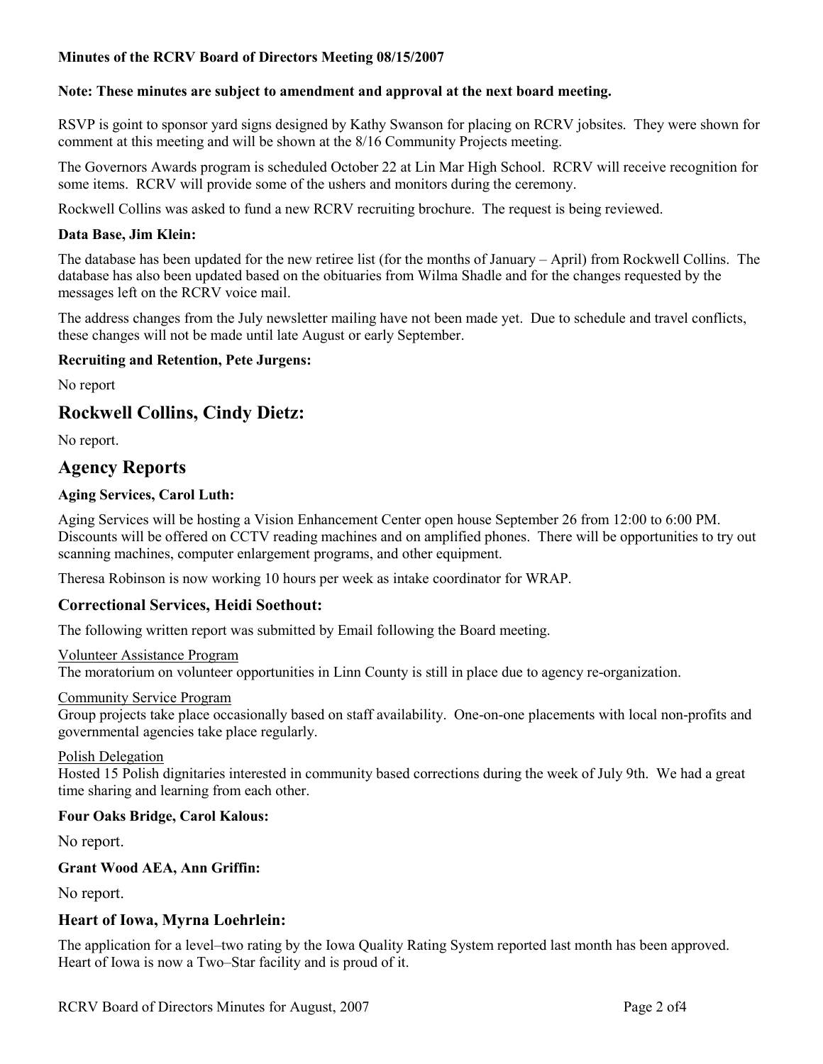**Minutes of the RCRV Board of Directors Meeting 08/15/2007**

**Note: These minutes are subject to amendment and approval at the next board meeting.**

RSVP is goint to sponsor yard signs designed by Kathy Swanson for placing on RCRV jobsites. They were shown for comment at this meeting and will be shown at the 8/16 Community Projects meeting.

The Governors Awards program is scheduled October 22 at Lin Mar High School. RCRV will receive recognition for some items. RCRV will provide some of the ushers and monitors during the ceremony.

Rockwell Collins was asked to fund a new RCRV recruiting brochure. The request is being reviewed.

### Data Base, Jim Klein:

The database has been updated for the new retiree list (for the months of January – April) from Rockwell Collins. The database has also been updated based on the obituaries from Wilma Shadle and for the changes requested by the messages left on the RCRV voice mail.

The address changes from the July newsletter mailing have not been made yet. Due to schedule and travel conflicts, these changes will not be made until late August or early September.

### Recruiting and Retention, Pete Jurgens:

No report

## Rockwell Collins, Cindy Dietz:

No report.

## Agency Reports

### Aging Services, Carol Luth:

Aging Services will be hosting a Vision Enhancement Center open house September 26 from 12:00 to 6:00 PM. Discounts will be offered on CCTV reading machines and on amplified phones. There will be opportunities to try out scanning machines, computer enlargement programs, and other equipment.

Theresa Robinson is now working 10 hours per week as intake coordinator for WRAP.

### Correctional Services, Heidi Soethout:

The following written report was submitted by Email following the Board meeting.

Volunteer Assistance Program
The moratorium on volunteer opportunities in Linn County is still in place due to agency re-organization.

Community Service Program
Group projects take place occasionally based on staff availability. One-on-one placements with local non-profits and governmental agencies take place regularly.

Polish Delegation
Hosted 15 Polish dignitaries interested in community based corrections during the week of July 9th. We had a great time sharing and learning from each other.

### Four Oaks Bridge, Carol Kalous:

No report.

### Grant Wood AEA, Ann Griffin:

No report.

### Heart of Iowa, Myrna Loehrlein:

The application for a level–two rating by the Iowa Quality Rating System reported last month has been approved. Heart of Iowa is now a Two–Star facility and is proud of it.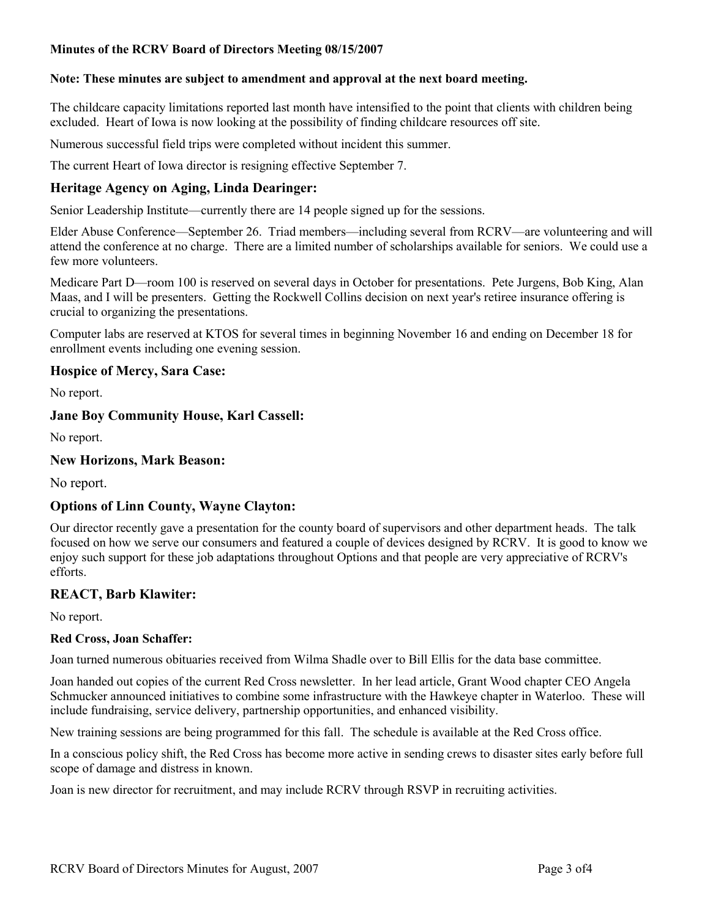**Minutes of the RCRV Board of Directors Meeting 08/15/2007**

**Note: These minutes are subject to amendment and approval at the next board meeting.**

The childcare capacity limitations reported last month have intensified to the point that clients with children being excluded. Heart of Iowa is now looking at the possibility of finding childcare resources off site.

Numerous successful field trips were completed without incident this summer.

The current Heart of Iowa director is resigning effective September 7.

## Heritage Agency on Aging, Linda Dearinger:

Senior Leadership Institute—currently there are 14 people signed up for the sessions.

Elder Abuse Conference—September 26. Triad members—including several from RCRV—are volunteering and will attend the conference at no charge. There are a limited number of scholarships available for seniors. We could use a few more volunteers.

Medicare Part D—room 100 is reserved on several days in October for presentations. Pete Jurgens, Bob King, Alan Maas, and I will be presenters. Getting the Rockwell Collins decision on next year's retiree insurance offering is crucial to organizing the presentations.

Computer labs are reserved at KTOS for several times in beginning November 16 and ending on December 18 for enrollment events including one evening session.

## Hospice of Mercy, Sara Case:

No report.

## Jane Boy Community House, Karl Cassell:

No report.

## New Horizons, Mark Beason:

No report.

## Options of Linn County, Wayne Clayton:

Our director recently gave a presentation for the county board of supervisors and other department heads. The talk focused on how we serve our consumers and featured a couple of devices designed by RCRV. It is good to know we enjoy such support for these job adaptations throughout Options and that people are very appreciative of RCRV's efforts.

## REACT, Barb Klawiter:

No report.

### Red Cross, Joan Schaffer:

Joan turned numerous obituaries received from Wilma Shadle over to Bill Ellis for the data base committee.

Joan handed out copies of the current Red Cross newsletter. In her lead article, Grant Wood chapter CEO Angela Schmucker announced initiatives to combine some infrastructure with the Hawkeye chapter in Waterloo. These will include fundraising, service delivery, partnership opportunities, and enhanced visibility.

New training sessions are being programmed for this fall. The schedule is available at the Red Cross office.

In a conscious policy shift, the Red Cross has become more active in sending crews to disaster sites early before full scope of damage and distress in known.

Joan is new director for recruitment, and may include RCRV through RSVP in recruiting activities.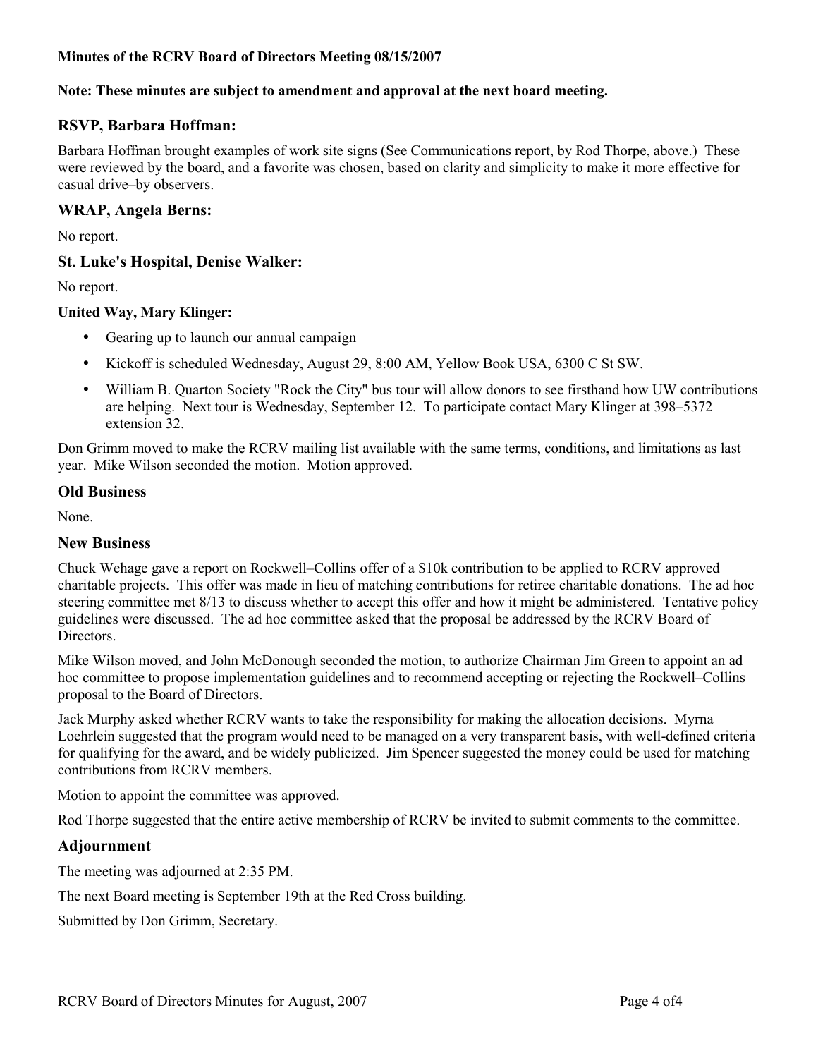**Minutes of the RCRV Board of Directors Meeting 08/15/2007**

**Note: These minutes are subject to amendment and approval at the next board meeting.**

## RSVP, Barbara Hoffman:

Barbara Hoffman brought examples of work site signs (See Communications report, by Rod Thorpe, above.) These were reviewed by the board, and a favorite was chosen, based on clarity and simplicity to make it more effective for casual drive–by observers.

## WRAP, Angela Berns:

No report.

## St. Luke's Hospital, Denise Walker:

No report.

### United Way, Mary Klinger:

- Gearing up to launch our annual campaign
- Kickoff is scheduled Wednesday, August 29, 8:00 AM, Yellow Book USA, 6300 C St SW.
- William B. Quarton Society "Rock the City" bus tour will allow donors to see firsthand how UW contributions are helping. Next tour is Wednesday, September 12. To participate contact Mary Klinger at 398–5372 extension 32.

Don Grimm moved to make the RCRV mailing list available with the same terms, conditions, and limitations as last year. Mike Wilson seconded the motion. Motion approved.

## Old Business

None.

## New Business

Chuck Wehage gave a report on Rockwell–Collins offer of a $10k contribution to be applied to RCRV approved charitable projects. This offer was made in lieu of matching contributions for retiree charitable donations. The ad hoc steering committee met 8/13 to discuss whether to accept this offer and how it might be administered. Tentative policy guidelines were discussed. The ad hoc committee asked that the proposal be addressed by the RCRV Board of Directors.

Mike Wilson moved, and John McDonough seconded the motion, to authorize Chairman Jim Green to appoint an ad hoc committee to propose implementation guidelines and to recommend accepting or rejecting the Rockwell–Collins proposal to the Board of Directors.

Jack Murphy asked whether RCRV wants to take the responsibility for making the allocation decisions. Myrna Loehrlein suggested that the program would need to be managed on a very transparent basis, with well-defined criteria for qualifying for the award, and be widely publicized. Jim Spencer suggested the money could be used for matching contributions from RCRV members.

Motion to appoint the committee was approved.

Rod Thorpe suggested that the entire active membership of RCRV be invited to submit comments to the committee.

## Adjournment

The meeting was adjourned at 2:35 PM.

The next Board meeting is September 19th at the Red Cross building.

Submitted by Don Grimm, Secretary.